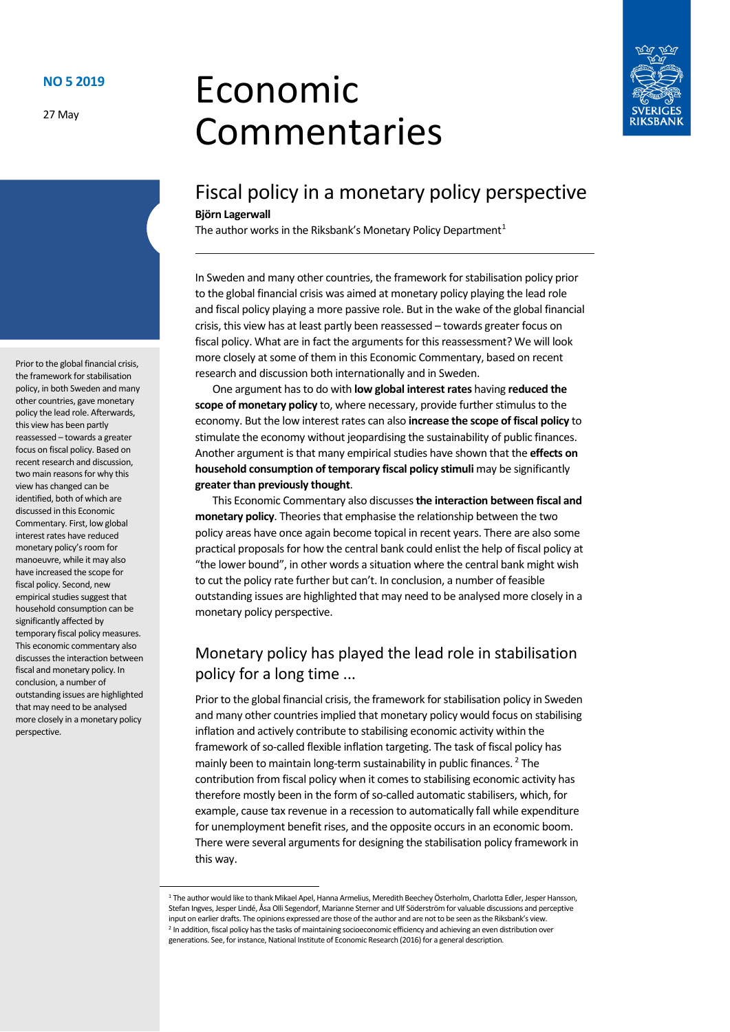NO 5 2019

27 May

# Economic Commentaries

## Fiscal policy in a monetary policy perspective

**Björn Lagerwall**

The author works in the Riksbank's Monetary Policy Department[1]

Prior to the global financial crisis, the framework for stabilisation policy, in both Sweden and many other countries, gave monetary policy the lead role. Afterwards, this view has been partly reassessed – towards a greater focus on fiscal policy. Based on recent research and discussion, two main reasons for why this view has changed can be identified, both of which are discussed in this Economic Commentary. First, low global interest rates have reduced monetary policy's room for manoeuvre, while it may also have increased the scope for fiscal policy. Second, new empirical studies suggest that household consumption can be significantly affected by temporary fiscal policy measures. This economic commentary also discusses the interaction between fiscal and monetary policy. In conclusion, a number of outstanding issues are highlighted that may need to be analysed more closely in a monetary policy perspective.

In Sweden and many other countries, the framework for stabilisation policy prior to the global financial crisis was aimed at monetary policy playing the lead role and fiscal policy playing a more passive role. But in the wake of the global financial crisis, this view has at least partly been reassessed – towards greater focus on fiscal policy. What are in fact the arguments for this reassessment? We will look more closely at some of them in this Economic Commentary, based on recent research and discussion both internationally and in Sweden.

One argument has to do with **low global interest rates** having **reduced the scope of monetary policy** to, where necessary, provide further stimulus to the economy. But the low interest rates can also **increase the scope of fiscal policy** to stimulate the economy without jeopardising the sustainability of public finances. Another argument is that many empirical studies have shown that the **effects on household consumption of temporary fiscal policy stimuli** may be significantly **greater than previously thought**.

This Economic Commentary also discusses **the interaction between fiscal and monetary policy**. Theories that emphasise the relationship between the two policy areas have once again become topical in recent years. There are also some practical proposals for how the central bank could enlist the help of fiscal policy at "the lower bound", in other words a situation where the central bank might wish to cut the policy rate further but can't. In conclusion, a number of feasible outstanding issues are highlighted that may need to be analysed more closely in a monetary policy perspective.

## Monetary policy has played the lead role in stabilisation policy for a long time ...

Prior to the global financial crisis, the framework for stabilisation policy in Sweden and many other countries implied that monetary policy would focus on stabilising inflation and actively contribute to stabilising economic activity within the framework of so-called flexible inflation targeting. The task of fiscal policy has mainly been to maintain long-term sustainability in public finances. [2] The contribution from fiscal policy when it comes to stabilising economic activity has therefore mostly been in the form of so-called automatic stabilisers, which, for example, cause tax revenue in a recession to automatically fall while expenditure for unemployment benefit rises, and the opposite occurs in an economic boom. There were several arguments for designing the stabilisation policy framework in this way.

[1] The author would like to thank Mikael Apel, Hanna Armelius, Meredith Beechey Österholm, Charlotta Edler, Jesper Hansson, Stefan Ingves, Jesper Lindé, Åsa Olli Segendorf, Marianne Sterner and Ulf Söderström for valuable discussions and perceptive input on earlier drafts. The opinions expressed are those of the author and are not to be seen as the Riksbank's view.

[2] In addition, fiscal policy has the tasks of maintaining socioeconomic efficiency and achieving an even distribution over generations. See, for instance, National Institute of Economic Research (2016) for a general description.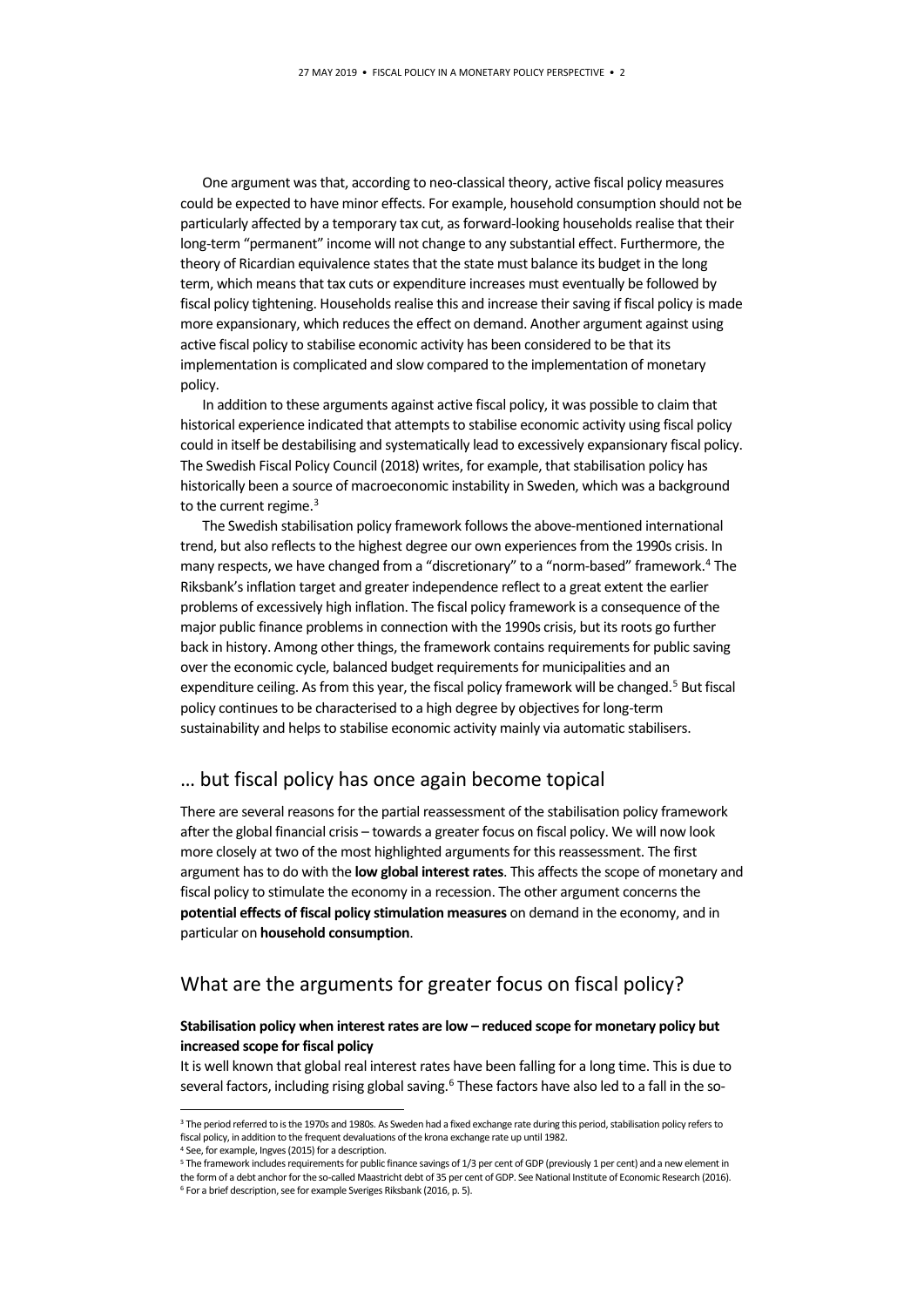One argument was that, according to neo-classical theory, active fiscal policy measures could be expected to have minor effects. For example, household consumption should not be particularly affected by a temporary tax cut, as forward-looking households realise that their long-term "permanent" income will not change to any substantial effect. Furthermore, the theory of Ricardian equivalence states that the state must balance its budget in the long term, which means that tax cuts or expenditure increases must eventually be followed by fiscal policy tightening. Households realise this and increase their saving if fiscal policy is made more expansionary, which reduces the effect on demand. Another argument against using active fiscal policy to stabilise economic activity has been considered to be that its implementation is complicated and slow compared to the implementation of monetary policy.

In addition to these arguments against active fiscal policy, it was possible to claim that historical experience indicated that attempts to stabilise economic activity using fiscal policy could in itself be destabilising and systematically lead to excessively expansionary fiscal policy. The Swedish Fiscal Policy Council (2018) writes, for example, that stabilisation policy has historically been a source of macroeconomic instability in Sweden, which was a background to the current regime.[3]

The Swedish stabilisation policy framework follows the above-mentioned international trend, but also reflects to the highest degree our own experiences from the 1990s crisis. In many respects, we have changed from a "discretionary" to a "norm-based" framework.[4] The Riksbank's inflation target and greater independence reflect to a great extent the earlier problems of excessively high inflation. The fiscal policy framework is a consequence of the major public finance problems in connection with the 1990s crisis, but its roots go further back in history. Among other things, the framework contains requirements for public saving over the economic cycle, balanced budget requirements for municipalities and an expenditure ceiling. As from this year, the fiscal policy framework will be changed.[5] But fiscal policy continues to be characterised to a high degree by objectives for long-term sustainability and helps to stabilise economic activity mainly via automatic stabilisers.

## … but fiscal policy has once again become topical

There are several reasons for the partial reassessment of the stabilisation policy framework after the global financial crisis – towards a greater focus on fiscal policy. We will now look more closely at two of the most highlighted arguments for this reassessment. The first argument has to do with the **low global interest rates**. This affects the scope of monetary and fiscal policy to stimulate the economy in a recession. The other argument concerns the **potential effects of fiscal policy stimulation measures** on demand in the economy, and in particular on **household consumption**.

## What are the arguments for greater focus on fiscal policy?

**Stabilisation policy when interest rates are low – reduced scope for monetary policy but increased scope for fiscal policy**

It is well known that global real interest rates have been falling for a long time. This is due to several factors, including rising global saving.[6] These factors have also led to a fall in the so-

---

[3] The period referred to is the 1970s and 1980s. As Sweden had a fixed exchange rate during this period, stabilisation policy refers to fiscal policy, in addition to the frequent devaluations of the krona exchange rate up until 1982.

[4] See, for example, Ingves (2015) for a description.

[5] The framework includes requirements for public finance savings of 1/3 per cent of GDP (previously 1 per cent) and a new element in the form of a debt anchor for the so-called Maastricht debt of 35 per cent of GDP. See National Institute of Economic Research (2016).

[6] For a brief description, see for example Sveriges Riksbank (2016, p. 5).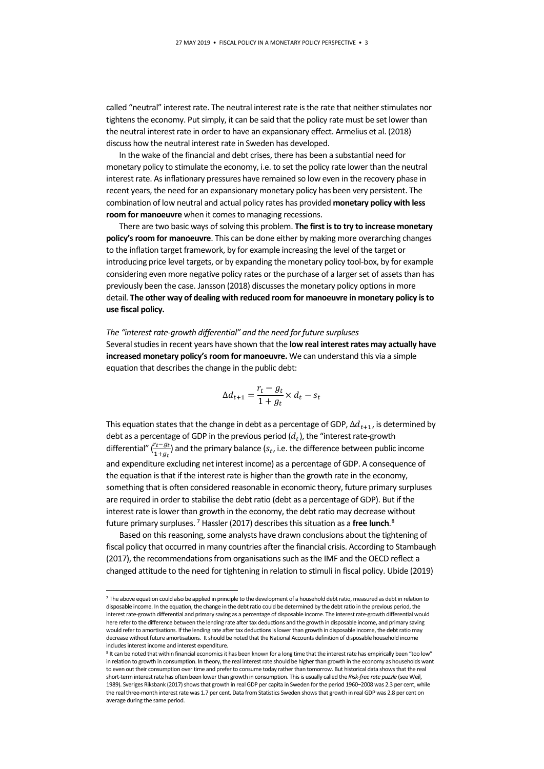called "neutral" interest rate. The neutral interest rate is the rate that neither stimulates nor tightens the economy. Put simply, it can be said that the policy rate must be set lower than the neutral interest rate in order to have an expansionary effect. Armelius et al. (2018) discuss how the neutral interest rate in Sweden has developed.

In the wake of the financial and debt crises, there has been a substantial need for monetary policy to stimulate the economy, i.e. to set the policy rate lower than the neutral interest rate. As inflationary pressures have remained so low even in the recovery phase in recent years, the need for an expansionary monetary policy has been very persistent. The combination of low neutral and actual policy rates has provided **monetary policy with less room for manoeuvre** when it comes to managing recessions.

There are two basic ways of solving this problem. **The first is to try to increase monetary policy's room for manoeuvre**. This can be done either by making more overarching changes to the inflation target framework, by for example increasing the level of the target or introducing price level targets, or by expanding the monetary policy tool-box, by for example considering even more negative policy rates or the purchase of a larger set of assets than has previously been the case. Jansson (2018) discusses the monetary policy options in more detail. **The other way of dealing with reduced room for manoeuvre in monetary policy is to use fiscal policy.**

*The "interest rate-growth differential" and the need for future surpluses*

Several studies in recent years have shown that the **low real interest rates may actually have increased monetary policy's room for manoeuvre.** We can understand this via a simple equation that describes the change in the public debt:

$$\Delta d_{t+1} = \frac{r_t - g_t}{1 + g_t} \times d_t - s_t$$

This equation states that the change in debt as a percentage of GDP, $\Delta d_{t+1}$, is determined by debt as a percentage of GDP in the previous period ($d_t$), the "interest rate-growth differential" ($\frac{r_t - g_t}{1+g_t}$) and the primary balance ($s_t$, i.e. the difference between public income and expenditure excluding net interest income) as a percentage of GDP. A consequence of the equation is that if the interest rate is higher than the growth rate in the economy, something that is often considered reasonable in economic theory, future primary surpluses are required in order to stabilise the debt ratio (debt as a percentage of GDP). But if the interest rate is lower than growth in the economy, the debt ratio may decrease without future primary surpluses. [7] Hassler (2017) describes this situation as a **free lunch**.[8]

Based on this reasoning, some analysts have drawn conclusions about the tightening of fiscal policy that occurred in many countries after the financial crisis. According to Stambaugh (2017), the recommendations from organisations such as the IMF and the OECD reflect a changed attitude to the need for tightening in relation to stimuli in fiscal policy. Ubide (2019)

---

[7] The above equation could also be applied in principle to the development of a household debt ratio, measured as debt in relation to disposable income. In the equation, the change in the debt ratio could be determined by the debt ratio in the previous period, the interest rate-growth differential and primary saving as a percentage of disposable income. The interest rate-growth differential would here refer to the difference between the lending rate after tax deductions and the growth in disposable income, and primary saving would refer to amortisations. If the lending rate after tax deductions is lower than growth in disposable income, the debt ratio may decrease without future amortisations. It should be noted that the National Accounts definition of disposable household income includes interest income and interest expenditure.

[8] It can be noted that within financial economics it has been known for a long time that the interest rate has empirically been "too low" in relation to growth in consumption. In theory, the real interest rate should be higher than growth in the economy as households want to even out their consumption over time and prefer to consume today rather than tomorrow. But historical data shows that the real short-term interest rate has often been lower than growth in consumption. This is usually called the *Risk-free rate puzzle* (see Weil, 1989). Sveriges Riksbank (2017) shows that growth in real GDP per capita in Sweden for the period 1960–2008 was 2.3 per cent, while the real three-month interest rate was 1.7 per cent. Data from Statistics Sweden shows that growth in real GDP was 2.8 per cent on average during the same period.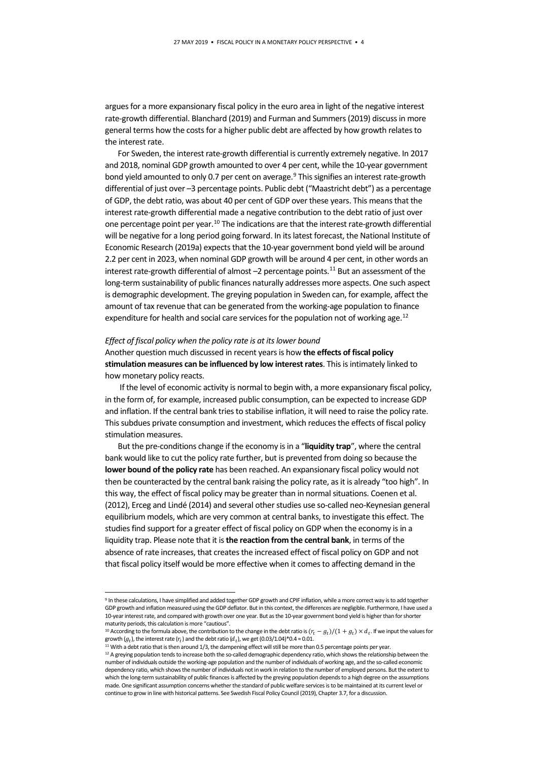argues for a more expansionary fiscal policy in the euro area in light of the negative interest rate-growth differential. Blanchard (2019) and Furman and Summers (2019) discuss in more general terms how the costs for a higher public debt are affected by how growth relates to the interest rate.

For Sweden, the interest rate-growth differential is currently extremely negative. In 2017 and 2018, nominal GDP growth amounted to over 4 per cent, while the 10-year government bond yield amounted to only 0.7 per cent on average.[9] This signifies an interest rate-growth differential of just over –3 percentage points. Public debt ("Maastricht debt") as a percentage of GDP, the debt ratio, was about 40 per cent of GDP over these years. This means that the interest rate-growth differential made a negative contribution to the debt ratio of just over one percentage point per year.[10] The indications are that the interest rate-growth differential will be negative for a long period going forward. In its latest forecast, the National Institute of Economic Research (2019a) expects that the 10-year government bond yield will be around 2.2 per cent in 2023, when nominal GDP growth will be around 4 per cent, in other words an interest rate-growth differential of almost –2 percentage points.[11] But an assessment of the long-term sustainability of public finances naturally addresses more aspects. One such aspect is demographic development. The greying population in Sweden can, for example, affect the amount of tax revenue that can be generated from the working-age population to finance expenditure for health and social care services for the population not of working age.[12]

*Effect of fiscal policy when the policy rate is at its lower bound*

Another question much discussed in recent years is how **the effects of fiscal policy stimulation measures can be influenced by low interest rates**. This is intimately linked to how monetary policy reacts.

If the level of economic activity is normal to begin with, a more expansionary fiscal policy, in the form of, for example, increased public consumption, can be expected to increase GDP and inflation. If the central bank tries to stabilise inflation, it will need to raise the policy rate. This subdues private consumption and investment, which reduces the effects of fiscal policy stimulation measures.

But the pre-conditions change if the economy is in a "**liquidity trap**", where the central bank would like to cut the policy rate further, but is prevented from doing so because the **lower bound of the policy rate** has been reached. An expansionary fiscal policy would not then be counteracted by the central bank raising the policy rate, as it is already "too high". In this way, the effect of fiscal policy may be greater than in normal situations. Coenen et al. (2012), Erceg and Lindé (2014) and several other studies use so-called neo-Keynesian general equilibrium models, which are very common at central banks, to investigate this effect. The studies find support for a greater effect of fiscal policy on GDP when the economy is in a liquidity trap. Please note that it is **the reaction from the central bank**, in terms of the absence of rate increases, that creates the increased effect of fiscal policy on GDP and not that fiscal policy itself would be more effective when it comes to affecting demand in the

---

[9] In these calculations, I have simplified and added together GDP growth and CPIF inflation, while a more correct way is to add together GDP growth and inflation measured using the GDP deflator. But in this context, the differences are negligible. Furthermore, I have used a 10-year interest rate, and compared with growth over one year. But as the 10-year government bond yield is higher than for shorter maturity periods, this calculation is more "cautious".

[10] According to the formula above, the contribution to the change in the debt ratio is $(r_t - g_t)/(1 + g_t) \times d_t$. If we input the values for growth ($g_t$), the interest rate ($r_t$) and the debt ratio ($d_t$), we get (0.03/1.04)*0.4 ≈ 0.01.

[11] With a debt ratio that is then around 1/3, the dampening effect will still be more than 0.5 percentage points per year.

[12] A greying population tends to increase both the so-called demographic dependency ratio, which shows the relationship between the number of individuals outside the working-age population and the number of individuals of working age, and the so-called economic dependency ratio, which shows the number of individuals not in work in relation to the number of employed persons. But the extent to which the long-term sustainability of public finances is affected by the greying population depends to a high degree on the assumptions made. One significant assumption concerns whether the standard of public welfare services is to be maintained at its current level or continue to grow in line with historical patterns. See Swedish Fiscal Policy Council (2019), Chapter 3.7, for a discussion.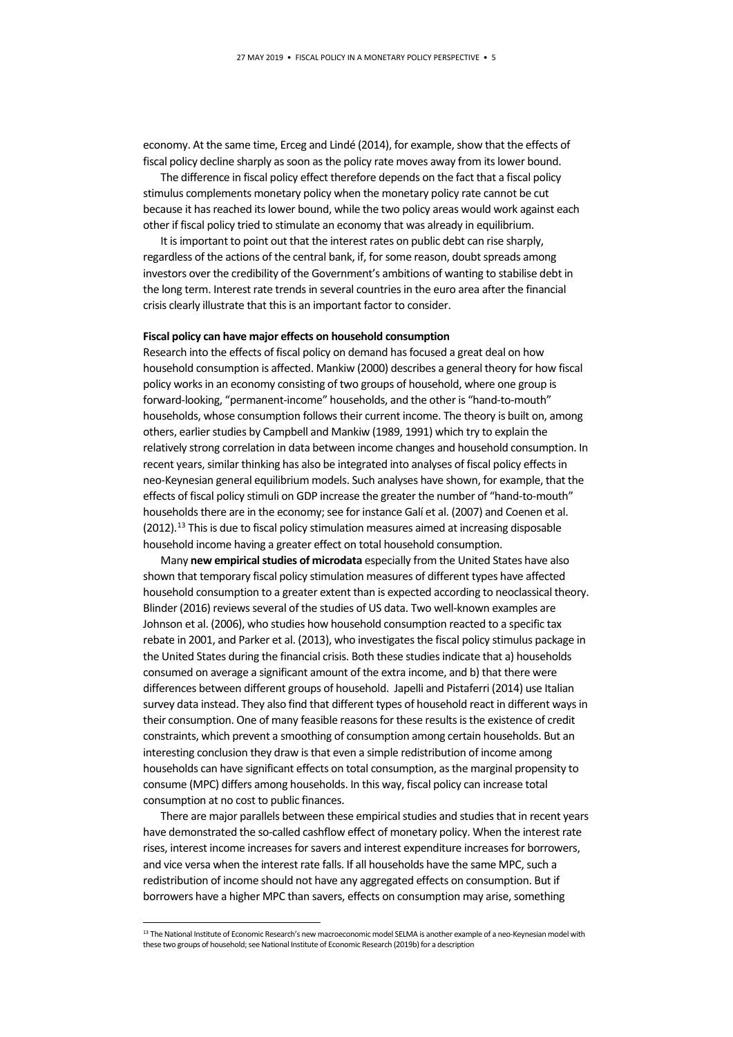economy. At the same time, Erceg and Lindé (2014), for example, show that the effects of fiscal policy decline sharply as soon as the policy rate moves away from its lower bound.

The difference in fiscal policy effect therefore depends on the fact that a fiscal policy stimulus complements monetary policy when the monetary policy rate cannot be cut because it has reached its lower bound, while the two policy areas would work against each other if fiscal policy tried to stimulate an economy that was already in equilibrium.

It is important to point out that the interest rates on public debt can rise sharply, regardless of the actions of the central bank, if, for some reason, doubt spreads among investors over the credibility of the Government's ambitions of wanting to stabilise debt in the long term. Interest rate trends in several countries in the euro area after the financial crisis clearly illustrate that this is an important factor to consider.

**Fiscal policy can have major effects on household consumption**

Research into the effects of fiscal policy on demand has focused a great deal on how household consumption is affected. Mankiw (2000) describes a general theory for how fiscal policy works in an economy consisting of two groups of household, where one group is forward-looking, "permanent-income" households, and the other is "hand-to-mouth" households, whose consumption follows their current income. The theory is built on, among others, earlier studies by Campbell and Mankiw (1989, 1991) which try to explain the relatively strong correlation in data between income changes and household consumption. In recent years, similar thinking has also be integrated into analyses of fiscal policy effects in neo-Keynesian general equilibrium models. Such analyses have shown, for example, that the effects of fiscal policy stimuli on GDP increase the greater the number of "hand-to-mouth" households there are in the economy; see for instance Galí et al. (2007) and Coenen et al. (2012).[13] This is due to fiscal policy stimulation measures aimed at increasing disposable household income having a greater effect on total household consumption.

Many **new empirical studies of microdata** especially from the United States have also shown that temporary fiscal policy stimulation measures of different types have affected household consumption to a greater extent than is expected according to neoclassical theory. Blinder (2016) reviews several of the studies of US data. Two well-known examples are Johnson et al. (2006), who studies how household consumption reacted to a specific tax rebate in 2001, and Parker et al. (2013), who investigates the fiscal policy stimulus package in the United States during the financial crisis. Both these studies indicate that a) households consumed on average a significant amount of the extra income, and b) that there were differences between different groups of household. Japelli and Pistaferri (2014) use Italian survey data instead. They also find that different types of household react in different ways in their consumption. One of many feasible reasons for these results is the existence of credit constraints, which prevent a smoothing of consumption among certain households. But an interesting conclusion they draw is that even a simple redistribution of income among households can have significant effects on total consumption, as the marginal propensity to consume (MPC) differs among households. In this way, fiscal policy can increase total consumption at no cost to public finances.

There are major parallels between these empirical studies and studies that in recent years have demonstrated the so-called cashflow effect of monetary policy. When the interest rate rises, interest income increases for savers and interest expenditure increases for borrowers, and vice versa when the interest rate falls. If all households have the same MPC, such a redistribution of income should not have any aggregated effects on consumption. But if borrowers have a higher MPC than savers, effects on consumption may arise, something

[13] The National Institute of Economic Research's new macroeconomic model SELMA is another example of a neo-Keynesian model with these two groups of household; see National Institute of Economic Research (2019b) for a description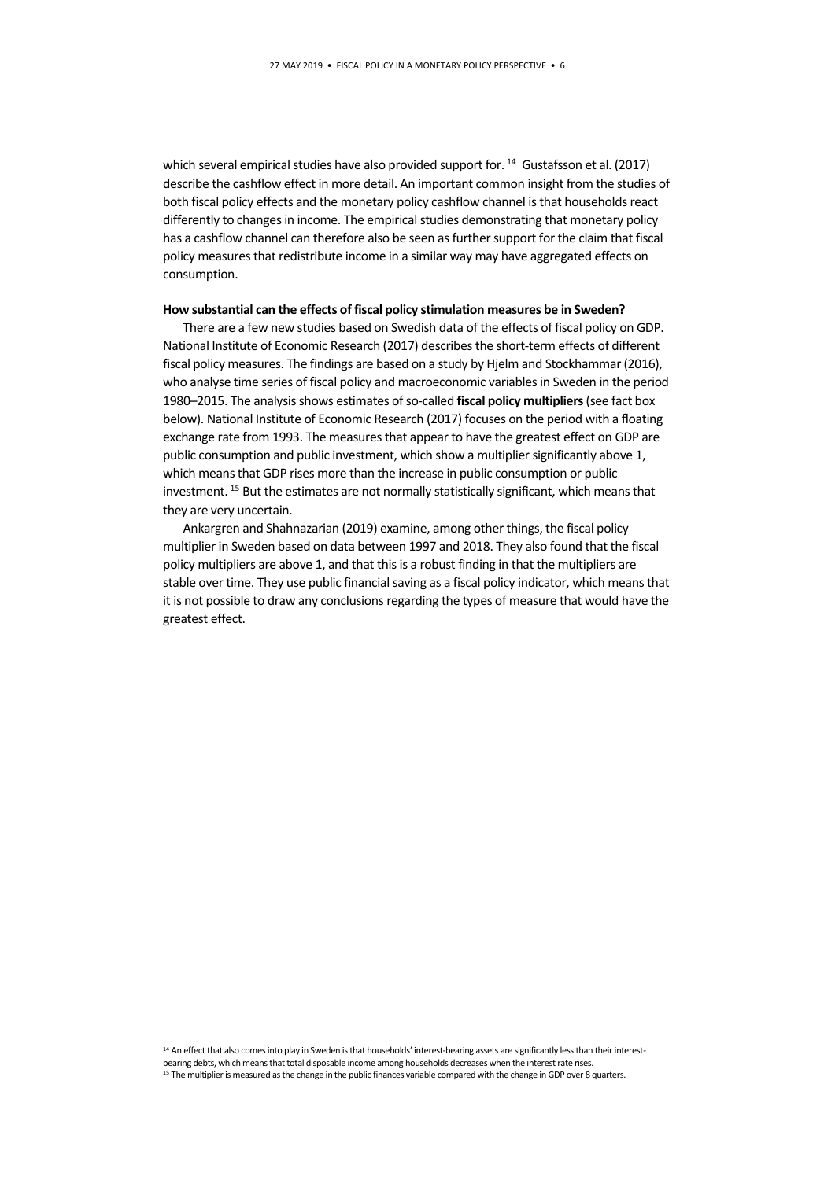which several empirical studies have also provided support for. [14] Gustafsson et al. (2017) describe the cashflow effect in more detail. An important common insight from the studies of both fiscal policy effects and the monetary policy cashflow channel is that households react differently to changes in income. The empirical studies demonstrating that monetary policy has a cashflow channel can therefore also be seen as further support for the claim that fiscal policy measures that redistribute income in a similar way may have aggregated effects on consumption.

**How substantial can the effects of fiscal policy stimulation measures be in Sweden?**

There are a few new studies based on Swedish data of the effects of fiscal policy on GDP. National Institute of Economic Research (2017) describes the short-term effects of different fiscal policy measures. The findings are based on a study by Hjelm and Stockhammar (2016), who analyse time series of fiscal policy and macroeconomic variables in Sweden in the period 1980–2015. The analysis shows estimates of so-called **fiscal policy multipliers** (see fact box below). National Institute of Economic Research (2017) focuses on the period with a floating exchange rate from 1993. The measures that appear to have the greatest effect on GDP are public consumption and public investment, which show a multiplier significantly above 1, which means that GDP rises more than the increase in public consumption or public investment. [15] But the estimates are not normally statistically significant, which means that they are very uncertain.

Ankargren and Shahnazarian (2019) examine, among other things, the fiscal policy multiplier in Sweden based on data between 1997 and 2018. They also found that the fiscal policy multipliers are above 1, and that this is a robust finding in that the multipliers are stable over time. They use public financial saving as a fiscal policy indicator, which means that it is not possible to draw any conclusions regarding the types of measure that would have the greatest effect.

---

[14] An effect that also comes into play in Sweden is that households' interest-bearing assets are significantly less than their interest-bearing debts, which means that total disposable income among households decreases when the interest rate rises.

[15] The multiplier is measured as the change in the public finances variable compared with the change in GDP over 8 quarters.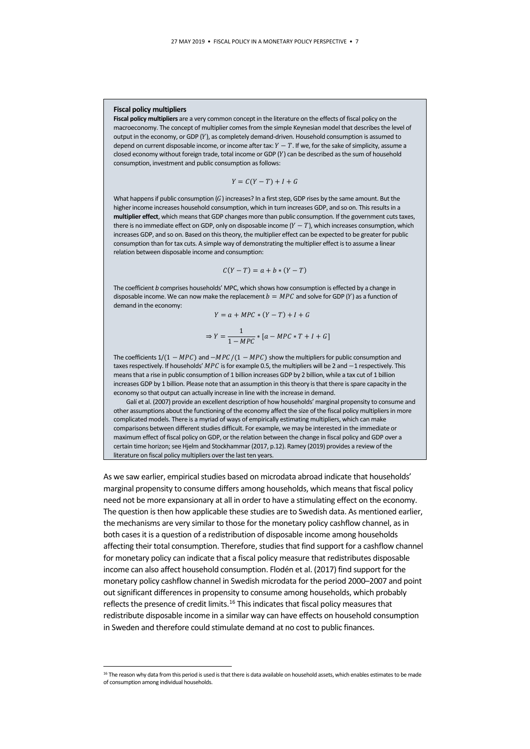**Fiscal policy multipliers**

**Fiscal policy multipliers** are a very common concept in the literature on the effects of fiscal policy on the macroeconomy. The concept of multiplier comes from the simple Keynesian model that describes the level of output in the economy, or GDP ($Y$), as completely demand-driven. Household consumption is assumed to depend on current disposable income, or income after tax: $Y - T$. If we, for the sake of simplicity, assume a closed economy without foreign trade, total income or GDP ($Y$) can be described as the sum of household consumption, investment and public consumption as follows:

$$Y = C(Y - T) + I + G$$

What happens if public consumption ($G$) increases? In a first step, GDP rises by the same amount. But the higher income increases household consumption, which in turn increases GDP, and so on. This results in a **multiplier effect**, which means that GDP changes more than public consumption. If the government cuts taxes, there is no immediate effect on GDP, only on disposable income ($Y - T$), which increases consumption, which increases GDP, and so on. Based on this theory, the multiplier effect can be expected to be greater for public consumption than for tax cuts. A simple way of demonstrating the multiplier effect is to assume a linear relation between disposable income and consumption:

$$C(Y - T) = a + b * (Y - T)$$

The coefficient *b* comprises households' MPC, which shows how consumption is effected by a change in disposable income. We can now make the replacement $b = MPC$ and solve for GDP ($Y$) as a function of demand in the economy:

$$Y = a + MPC * (Y - T) + I + G$$

$$\Rightarrow Y = \frac{1}{1 - MPC} * [a - MPC * T + I + G]$$

The coefficients $1/(1 - MPC)$ and $-MPC/(1 - MPC)$ show the multipliers for public consumption and taxes respectively. If households' $MPC$ is for example 0.5, the multipliers will be 2 and $-1$ respectively. This means that a rise in public consumption of 1 billion increases GDP by 2 billion, while a tax cut of 1 billion increases GDP by 1 billion. Please note that an assumption in this theory is that there is spare capacity in the economy so that output can actually increase in line with the increase in demand.

Galí et al. (2007) provide an excellent description of how households' marginal propensity to consume and other assumptions about the functioning of the economy affect the size of the fiscal policy multipliers in more complicated models. There is a myriad of ways of empirically estimating multipliers, which can make comparisons between different studies difficult. For example, we may be interested in the immediate or maximum effect of fiscal policy on GDP, or the relation between the change in fiscal policy and GDP over a certain time horizon; see Hjelm and Stockhammar (2017, p.12). Ramey (2019) provides a review of the literature on fiscal policy multipliers over the last ten years.

As we saw earlier, empirical studies based on microdata abroad indicate that households' marginal propensity to consume differs among households, which means that fiscal policy need not be more expansionary at all in order to have a stimulating effect on the economy. The question is then how applicable these studies are to Swedish data. As mentioned earlier, the mechanisms are very similar to those for the monetary policy cashflow channel, as in both cases it is a question of a redistribution of disposable income among households affecting their total consumption. Therefore, studies that find support for a cashflow channel for monetary policy can indicate that a fiscal policy measure that redistributes disposable income can also affect household consumption. Flodén et al. (2017) find support for the monetary policy cashflow channel in Swedish microdata for the period 2000–2007 and point out significant differences in propensity to consume among households, which probably reflects the presence of credit limits.[16] This indicates that fiscal policy measures that redistribute disposable income in a similar way can have effects on household consumption in Sweden and therefore could stimulate demand at no cost to public finances.

[16] The reason why data from this period is used is that there is data available on household assets, which enables estimates to be made of consumption among individual households.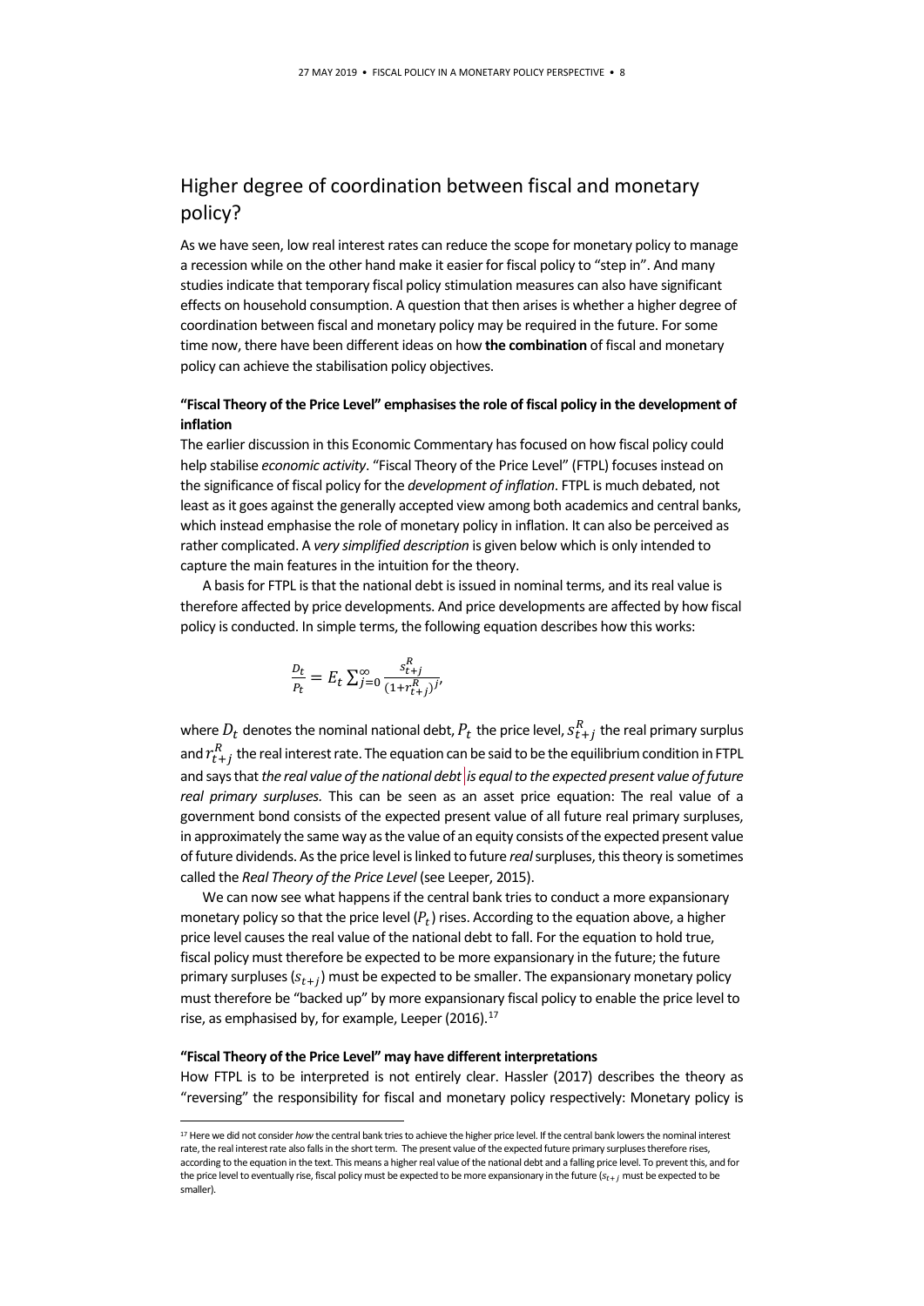## Higher degree of coordination between fiscal and monetary policy?

As we have seen, low real interest rates can reduce the scope for monetary policy to manage a recession while on the other hand make it easier for fiscal policy to "step in". And many studies indicate that temporary fiscal policy stimulation measures can also have significant effects on household consumption. A question that then arises is whether a higher degree of coordination between fiscal and monetary policy may be required in the future. For some time now, there have been different ideas on how **the combination** of fiscal and monetary policy can achieve the stabilisation policy objectives.

### "Fiscal Theory of the Price Level" emphasises the role of fiscal policy in the development of inflation

The earlier discussion in this Economic Commentary has focused on how fiscal policy could help stabilise *economic activity*. "Fiscal Theory of the Price Level" (FTPL) focuses instead on the significance of fiscal policy for the *development of inflation*. FTPL is much debated, not least as it goes against the generally accepted view among both academics and central banks, which instead emphasise the role of monetary policy in inflation. It can also be perceived as rather complicated. A *very simplified description* is given below which is only intended to capture the main features in the intuition for the theory.

A basis for FTPL is that the national debt is issued in nominal terms, and its real value is therefore affected by price developments. And price developments are affected by how fiscal policy is conducted. In simple terms, the following equation describes how this works:

$$\frac{D_t}{P_t} = E_t \sum_{j=0}^{\infty} \frac{s_{t+j}^R}{(1+r_{t+j}^R)^j},$$

where $D_t$ denotes the nominal national debt, $P_t$ the price level, $s_{t+j}^R$ the real primary surplus and $r_{t+j}^R$ the real interest rate. The equation can be said to be the equilibrium condition in FTPL and says that *the real value of the national debt is equal to the expected present value of future real primary surpluses.* This can be seen as an asset price equation: The real value of a government bond consists of the expected present value of all future real primary surpluses, in approximately the same way as the value of an equity consists of the expected present value of future dividends. As the price level is linked to future *real* surpluses, this theory is sometimes called the *Real Theory of the Price Level* (see Leeper, 2015).

We can now see what happens if the central bank tries to conduct a more expansionary monetary policy so that the price level ($P_t$) rises. According to the equation above, a higher price level causes the real value of the national debt to fall. For the equation to hold true, fiscal policy must therefore be expected to be more expansionary in the future; the future primary surpluses ($s_{t+j}$) must be expected to be smaller. The expansionary monetary policy must therefore be "backed up" by more expansionary fiscal policy to enable the price level to rise, as emphasised by, for example, Leeper (2016).[17]

### "Fiscal Theory of the Price Level" may have different interpretations

How FTPL is to be interpreted is not entirely clear. Hassler (2017) describes the theory as "reversing" the responsibility for fiscal and monetary policy respectively: Monetary policy is

[17] Here we did not consider *how* the central bank tries to achieve the higher price level. If the central bank lowers the nominal interest rate, the real interest rate also falls in the short term. The present value of the expected future primary surpluses therefore rises, according to the equation in the text. This means a higher real value of the national debt and a falling price level. To prevent this, and for the price level to eventually rise, fiscal policy must be expected to be more expansionary in the future ($s_{t+j}$ must be expected to be smaller).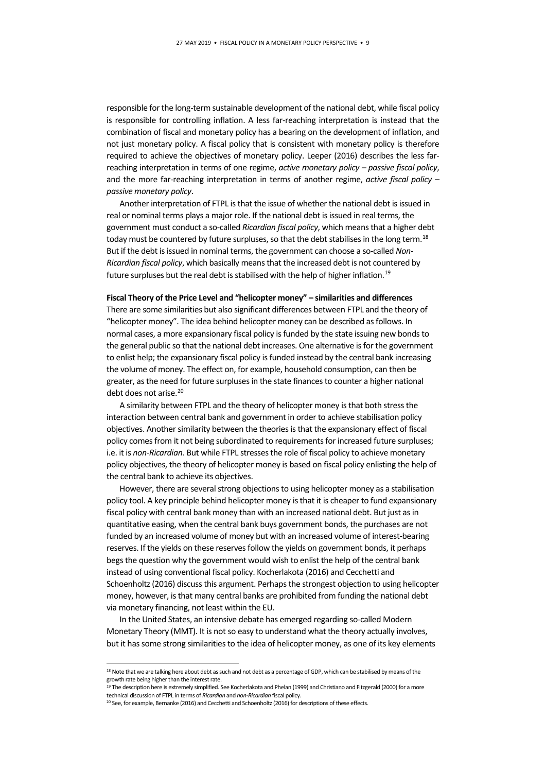responsible for the long-term sustainable development of the national debt, while fiscal policy is responsible for controlling inflation. A less far-reaching interpretation is instead that the combination of fiscal and monetary policy has a bearing on the development of inflation, and not just monetary policy. A fiscal policy that is consistent with monetary policy is therefore required to achieve the objectives of monetary policy. Leeper (2016) describes the less far-reaching interpretation in terms of one regime, *active monetary policy – passive fiscal policy*, and the more far-reaching interpretation in terms of another regime, *active fiscal policy – passive monetary policy*.

Another interpretation of FTPL is that the issue of whether the national debt is issued in real or nominal terms plays a major role. If the national debt is issued in real terms, the government must conduct a so-called *Ricardian fiscal policy*, which means that a higher debt today must be countered by future surpluses, so that the debt stabilises in the long term.[18] But if the debt is issued in nominal terms, the government can choose a so-called *Non-Ricardian fiscal policy*, which basically means that the increased debt is not countered by future surpluses but the real debt is stabilised with the help of higher inflation.[19]

**Fiscal Theory of the Price Level and "helicopter money" – similarities and differences**

There are some similarities but also significant differences between FTPL and the theory of "helicopter money". The idea behind helicopter money can be described as follows. In normal cases, a more expansionary fiscal policy is funded by the state issuing new bonds to the general public so that the national debt increases. One alternative is for the government to enlist help; the expansionary fiscal policy is funded instead by the central bank increasing the volume of money. The effect on, for example, household consumption, can then be greater, as the need for future surpluses in the state finances to counter a higher national debt does not arise.[20]

A similarity between FTPL and the theory of helicopter money is that both stress the interaction between central bank and government in order to achieve stabilisation policy objectives. Another similarity between the theories is that the expansionary effect of fiscal policy comes from it not being subordinated to requirements for increased future surpluses; i.e. it is *non-Ricardian*. But while FTPL stresses the role of fiscal policy to achieve monetary policy objectives, the theory of helicopter money is based on fiscal policy enlisting the help of the central bank to achieve its objectives.

However, there are several strong objections to using helicopter money as a stabilisation policy tool. A key principle behind helicopter money is that it is cheaper to fund expansionary fiscal policy with central bank money than with an increased national debt. But just as in quantitative easing, when the central bank buys government bonds, the purchases are not funded by an increased volume of money but with an increased volume of interest-bearing reserves. If the yields on these reserves follow the yields on government bonds, it perhaps begs the question why the government would wish to enlist the help of the central bank instead of using conventional fiscal policy. Kocherlakota (2016) and Cecchetti and Schoenholtz (2016) discuss this argument. Perhaps the strongest objection to using helicopter money, however, is that many central banks are prohibited from funding the national debt via monetary financing, not least within the EU.

In the United States, an intensive debate has emerged regarding so-called Modern Monetary Theory (MMT). It is not so easy to understand what the theory actually involves, but it has some strong similarities to the idea of helicopter money, as one of its key elements

---

[18] Note that we are talking here about debt as such and not debt as a percentage of GDP, which can be stabilised by means of the growth rate being higher than the interest rate.

[19] The description here is extremely simplified. See Kocherlakota and Phelan (1999) and Christiano and Fitzgerald (2000) for a more technical discussion of FTPL in terms of *Ricardian* and *non-Ricardian* fiscal policy.

[20] See, for example, Bernanke (2016) and Cecchetti and Schoenholtz (2016) for descriptions of these effects.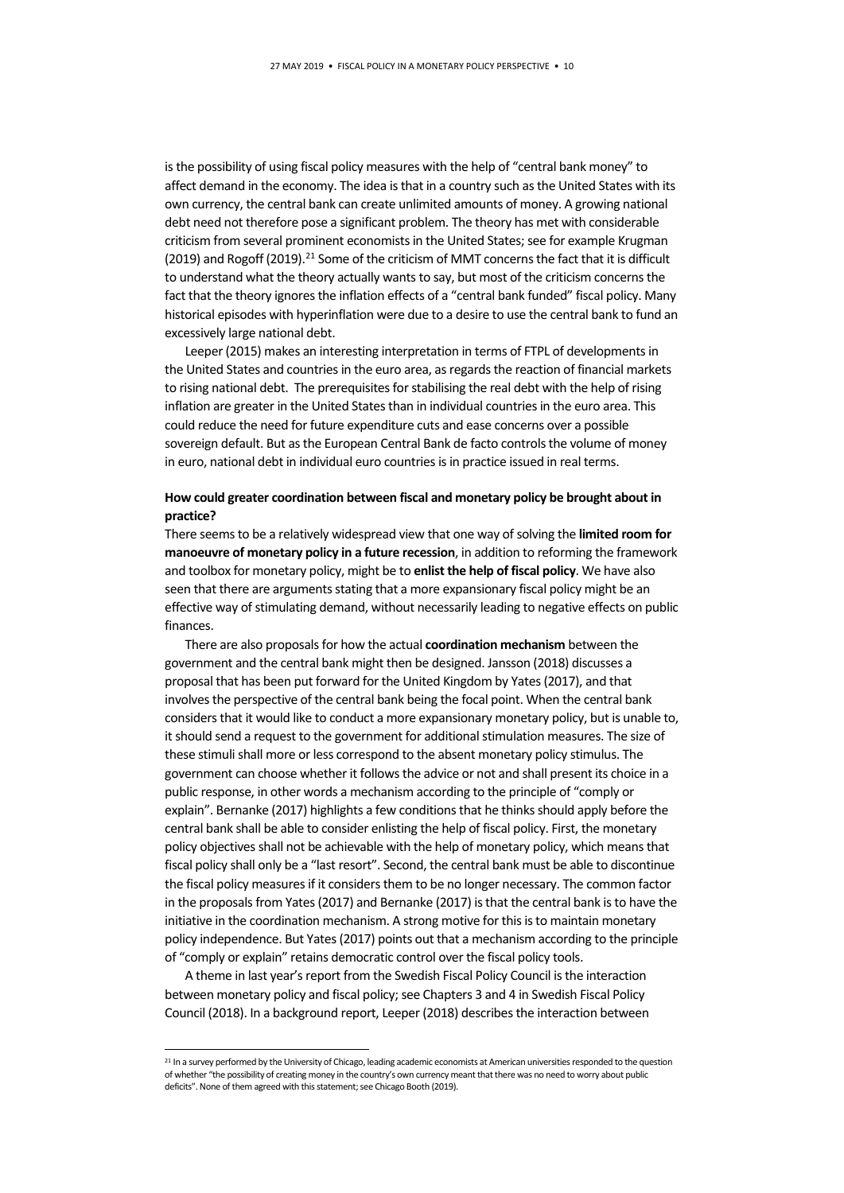is the possibility of using fiscal policy measures with the help of "central bank money" to affect demand in the economy. The idea is that in a country such as the United States with its own currency, the central bank can create unlimited amounts of money. A growing national debt need not therefore pose a significant problem. The theory has met with considerable criticism from several prominent economists in the United States; see for example Krugman (2019) and Rogoff (2019).[21] Some of the criticism of MMT concerns the fact that it is difficult to understand what the theory actually wants to say, but most of the criticism concerns the fact that the theory ignores the inflation effects of a "central bank funded" fiscal policy. Many historical episodes with hyperinflation were due to a desire to use the central bank to fund an excessively large national debt.

Leeper (2015) makes an interesting interpretation in terms of FTPL of developments in the United States and countries in the euro area, as regards the reaction of financial markets to rising national debt. The prerequisites for stabilising the real debt with the help of rising inflation are greater in the United States than in individual countries in the euro area. This could reduce the need for future expenditure cuts and ease concerns over a possible sovereign default. But as the European Central Bank de facto controls the volume of money in euro, national debt in individual euro countries is in practice issued in real terms.

**How could greater coordination between fiscal and monetary policy be brought about in practice?**

There seems to be a relatively widespread view that one way of solving the **limited room for manoeuvre of monetary policy in a future recession**, in addition to reforming the framework and toolbox for monetary policy, might be to **enlist the help of fiscal policy**. We have also seen that there are arguments stating that a more expansionary fiscal policy might be an effective way of stimulating demand, without necessarily leading to negative effects on public finances.

There are also proposals for how the actual **coordination mechanism** between the government and the central bank might then be designed. Jansson (2018) discusses a proposal that has been put forward for the United Kingdom by Yates (2017), and that involves the perspective of the central bank being the focal point. When the central bank considers that it would like to conduct a more expansionary monetary policy, but is unable to, it should send a request to the government for additional stimulation measures. The size of these stimuli shall more or less correspond to the absent monetary policy stimulus. The government can choose whether it follows the advice or not and shall present its choice in a public response, in other words a mechanism according to the principle of "comply or explain". Bernanke (2017) highlights a few conditions that he thinks should apply before the central bank shall be able to consider enlisting the help of fiscal policy. First, the monetary policy objectives shall not be achievable with the help of monetary policy, which means that fiscal policy shall only be a "last resort". Second, the central bank must be able to discontinue the fiscal policy measures if it considers them to be no longer necessary. The common factor in the proposals from Yates (2017) and Bernanke (2017) is that the central bank is to have the initiative in the coordination mechanism. A strong motive for this is to maintain monetary policy independence. But Yates (2017) points out that a mechanism according to the principle of "comply or explain" retains democratic control over the fiscal policy tools.

A theme in last year's report from the Swedish Fiscal Policy Council is the interaction between monetary policy and fiscal policy; see Chapters 3 and 4 in Swedish Fiscal Policy Council (2018). In a background report, Leeper (2018) describes the interaction between

[21] In a survey performed by the University of Chicago, leading academic economists at American universities responded to the question of whether "the possibility of creating money in the country's own currency meant that there was no need to worry about public deficits". None of them agreed with this statement; see Chicago Booth (2019).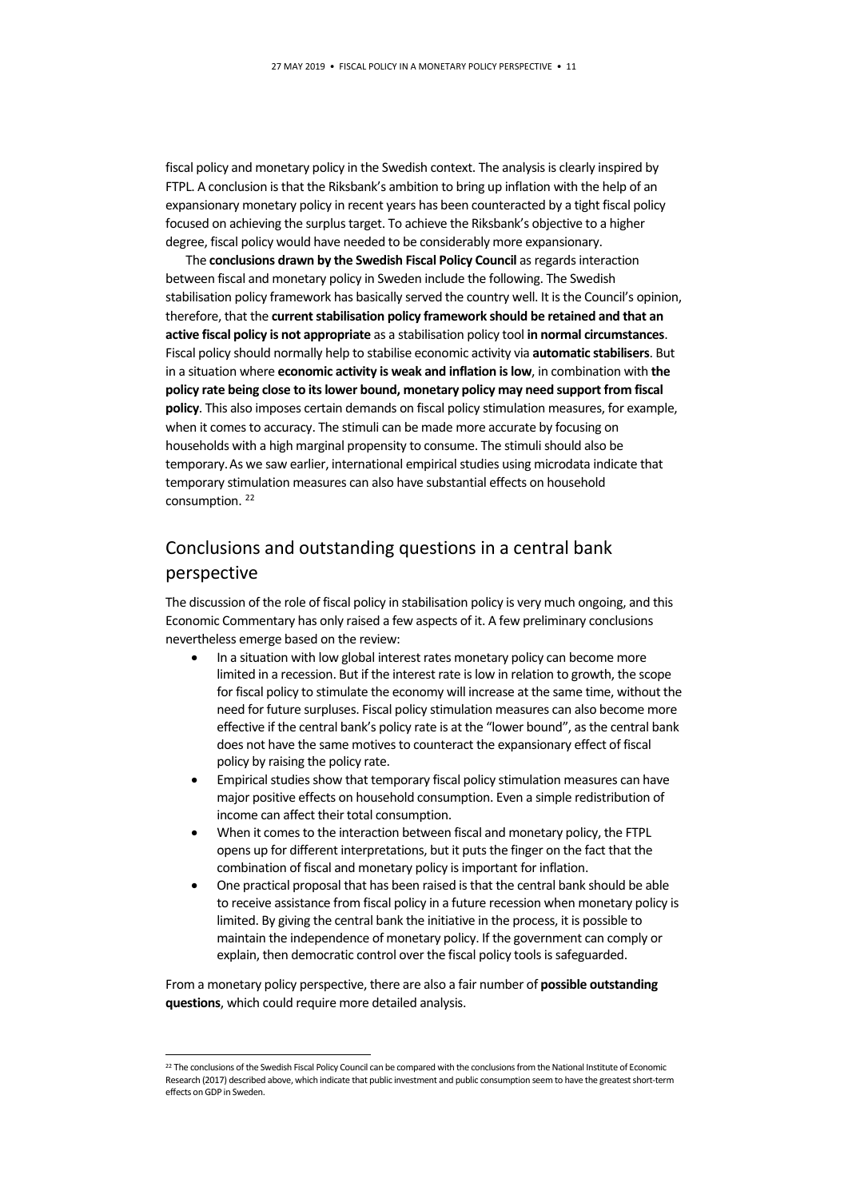fiscal policy and monetary policy in the Swedish context. The analysis is clearly inspired by FTPL. A conclusion is that the Riksbank's ambition to bring up inflation with the help of an expansionary monetary policy in recent years has been counteracted by a tight fiscal policy focused on achieving the surplus target. To achieve the Riksbank's objective to a higher degree, fiscal policy would have needed to be considerably more expansionary.

The **conclusions drawn by the Swedish Fiscal Policy Council** as regards interaction between fiscal and monetary policy in Sweden include the following. The Swedish stabilisation policy framework has basically served the country well. It is the Council's opinion, therefore, that the **current stabilisation policy framework should be retained and that an active fiscal policy is not appropriate** as a stabilisation policy tool **in normal circumstances**. Fiscal policy should normally help to stabilise economic activity via **automatic stabilisers**. But in a situation where **economic activity is weak and inflation is low**, in combination with **the policy rate being close to its lower bound, monetary policy may need support from fiscal policy**. This also imposes certain demands on fiscal policy stimulation measures, for example, when it comes to accuracy. The stimuli can be made more accurate by focusing on households with a high marginal propensity to consume. The stimuli should also be temporary. As we saw earlier, international empirical studies using microdata indicate that temporary stimulation measures can also have substantial effects on household consumption. [22]

## Conclusions and outstanding questions in a central bank perspective

The discussion of the role of fiscal policy in stabilisation policy is very much ongoing, and this Economic Commentary has only raised a few aspects of it. A few preliminary conclusions nevertheless emerge based on the review:

- In a situation with low global interest rates monetary policy can become more limited in a recession. But if the interest rate is low in relation to growth, the scope for fiscal policy to stimulate the economy will increase at the same time, without the need for future surpluses. Fiscal policy stimulation measures can also become more effective if the central bank's policy rate is at the "lower bound", as the central bank does not have the same motives to counteract the expansionary effect of fiscal policy by raising the policy rate.
- Empirical studies show that temporary fiscal policy stimulation measures can have major positive effects on household consumption. Even a simple redistribution of income can affect their total consumption.
- When it comes to the interaction between fiscal and monetary policy, the FTPL opens up for different interpretations, but it puts the finger on the fact that the combination of fiscal and monetary policy is important for inflation.
- One practical proposal that has been raised is that the central bank should be able to receive assistance from fiscal policy in a future recession when monetary policy is limited. By giving the central bank the initiative in the process, it is possible to maintain the independence of monetary policy. If the government can comply or explain, then democratic control over the fiscal policy tools is safeguarded.

From a monetary policy perspective, there are also a fair number of **possible outstanding questions**, which could require more detailed analysis.

[22] The conclusions of the Swedish Fiscal Policy Council can be compared with the conclusions from the National Institute of Economic Research (2017) described above, which indicate that public investment and public consumption seem to have the greatest short-term effects on GDP in Sweden.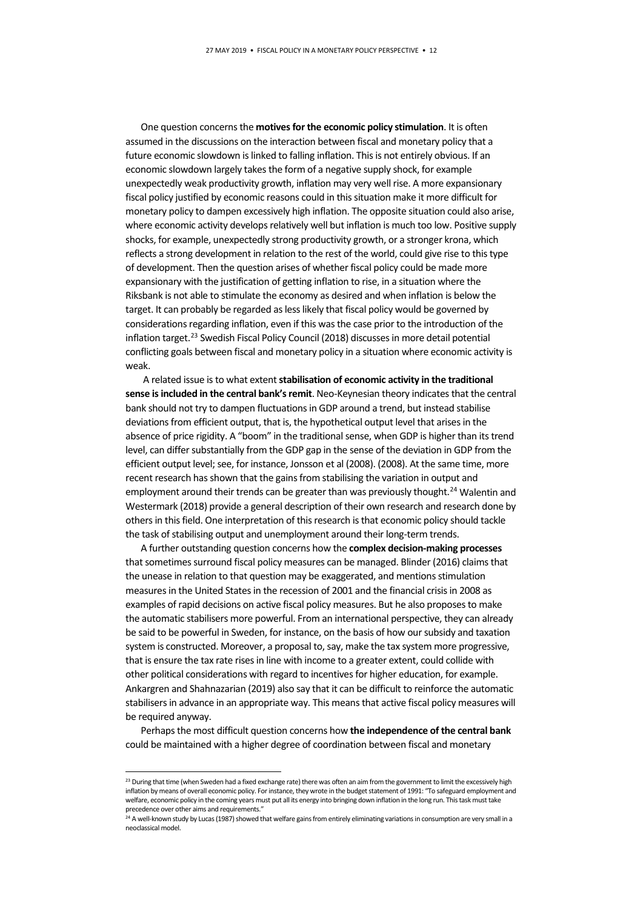One question concerns the **motives for the economic policy stimulation**. It is often assumed in the discussions on the interaction between fiscal and monetary policy that a future economic slowdown is linked to falling inflation. This is not entirely obvious. If an economic slowdown largely takes the form of a negative supply shock, for example unexpectedly weak productivity growth, inflation may very well rise. A more expansionary fiscal policy justified by economic reasons could in this situation make it more difficult for monetary policy to dampen excessively high inflation. The opposite situation could also arise, where economic activity develops relatively well but inflation is much too low. Positive supply shocks, for example, unexpectedly strong productivity growth, or a stronger krona, which reflects a strong development in relation to the rest of the world, could give rise to this type of development. Then the question arises of whether fiscal policy could be made more expansionary with the justification of getting inflation to rise, in a situation where the Riksbank is not able to stimulate the economy as desired and when inflation is below the target. It can probably be regarded as less likely that fiscal policy would be governed by considerations regarding inflation, even if this was the case prior to the introduction of the inflation target.[23] Swedish Fiscal Policy Council (2018) discusses in more detail potential conflicting goals between fiscal and monetary policy in a situation where economic activity is weak.

A related issue is to what extent **stabilisation of economic activity in the traditional sense is included in the central bank's remit**. Neo-Keynesian theory indicates that the central bank should not try to dampen fluctuations in GDP around a trend, but instead stabilise deviations from efficient output, that is, the hypothetical output level that arises in the absence of price rigidity. A "boom" in the traditional sense, when GDP is higher than its trend level, can differ substantially from the GDP gap in the sense of the deviation in GDP from the efficient output level; see, for instance, Jonsson et al (2008). (2008). At the same time, more recent research has shown that the gains from stabilising the variation in output and employment around their trends can be greater than was previously thought.[24] Walentin and Westermark (2018) provide a general description of their own research and research done by others in this field. One interpretation of this research is that economic policy should tackle the task of stabilising output and unemployment around their long-term trends.

A further outstanding question concerns how the **complex decision-making processes** that sometimes surround fiscal policy measures can be managed. Blinder (2016) claims that the unease in relation to that question may be exaggerated, and mentions stimulation measures in the United States in the recession of 2001 and the financial crisis in 2008 as examples of rapid decisions on active fiscal policy measures. But he also proposes to make the automatic stabilisers more powerful. From an international perspective, they can already be said to be powerful in Sweden, for instance, on the basis of how our subsidy and taxation system is constructed. Moreover, a proposal to, say, make the tax system more progressive, that is ensure the tax rate rises in line with income to a greater extent, could collide with other political considerations with regard to incentives for higher education, for example. Ankargren and Shahnazarian (2019) also say that it can be difficult to reinforce the automatic stabilisers in advance in an appropriate way. This means that active fiscal policy measures will be required anyway.

Perhaps the most difficult question concerns how **the independence of the central bank** could be maintained with a higher degree of coordination between fiscal and monetary

---

[23] During that time (when Sweden had a fixed exchange rate) there was often an aim from the government to limit the excessively high inflation by means of overall economic policy. For instance, they wrote in the budget statement of 1991: "To safeguard employment and welfare, economic policy in the coming years must put all its energy into bringing down inflation in the long run. This task must take precedence over other aims and requirements."

[24] A well-known study by Lucas (1987) showed that welfare gains from entirely eliminating variations in consumption are very small in a neoclassical model.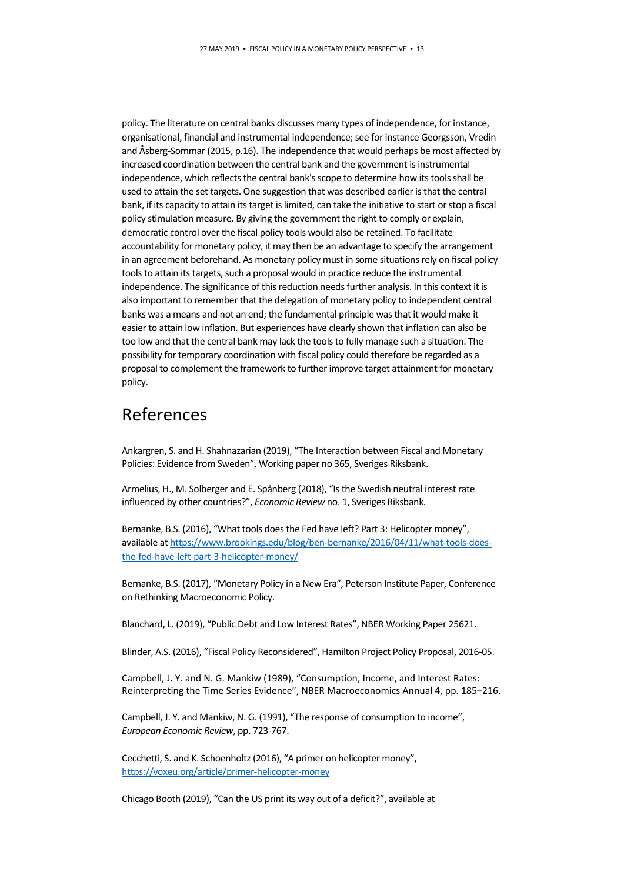policy. The literature on central banks discusses many types of independence, for instance, organisational, financial and instrumental independence; see for instance Georgsson, Vredin and Åsberg-Sommar (2015, p.16). The independence that would perhaps be most affected by increased coordination between the central bank and the government is instrumental independence, which reflects the central bank's scope to determine how its tools shall be used to attain the set targets. One suggestion that was described earlier is that the central bank, if its capacity to attain its target is limited, can take the initiative to start or stop a fiscal policy stimulation measure. By giving the government the right to comply or explain, democratic control over the fiscal policy tools would also be retained. To facilitate accountability for monetary policy, it may then be an advantage to specify the arrangement in an agreement beforehand. As monetary policy must in some situations rely on fiscal policy tools to attain its targets, such a proposal would in practice reduce the instrumental independence. The significance of this reduction needs further analysis. In this context it is also important to remember that the delegation of monetary policy to independent central banks was a means and not an end; the fundamental principle was that it would make it easier to attain low inflation. But experiences have clearly shown that inflation can also be too low and that the central bank may lack the tools to fully manage such a situation. The possibility for temporary coordination with fiscal policy could therefore be regarded as a proposal to complement the framework to further improve target attainment for monetary policy.

# References

Ankargren, S. and H. Shahnazarian (2019), "The Interaction between Fiscal and Monetary Policies: Evidence from Sweden", Working paper no 365, Sveriges Riksbank.

Armelius, H., M. Solberger and E. Spånberg (2018), "Is the Swedish neutral interest rate influenced by other countries?", *Economic Review* no. 1, Sveriges Riksbank.

Bernanke, B.S. (2016), "What tools does the Fed have left? Part 3: Helicopter money", available at https://www.brookings.edu/blog/ben-bernanke/2016/04/11/what-tools-does-the-fed-have-left-part-3-helicopter-money/

Bernanke, B.S. (2017), "Monetary Policy in a New Era", Peterson Institute Paper, Conference on Rethinking Macroeconomic Policy.

Blanchard, L. (2019), "Public Debt and Low Interest Rates", NBER Working Paper 25621.

Blinder, A.S. (2016), "Fiscal Policy Reconsidered", Hamilton Project Policy Proposal, 2016-05.

Campbell, J. Y. and N. G. Mankiw (1989), "Consumption, Income, and Interest Rates: Reinterpreting the Time Series Evidence", NBER Macroeconomics Annual 4, pp. 185–216.

Campbell, J. Y. and Mankiw, N. G. (1991), "The response of consumption to income", *European Economic Review*, pp. 723-767.

Cecchetti, S. and K. Schoenholtz (2016), "A primer on helicopter money", https://voxeu.org/article/primer-helicopter-money

Chicago Booth (2019), "Can the US print its way out of a deficit?", available at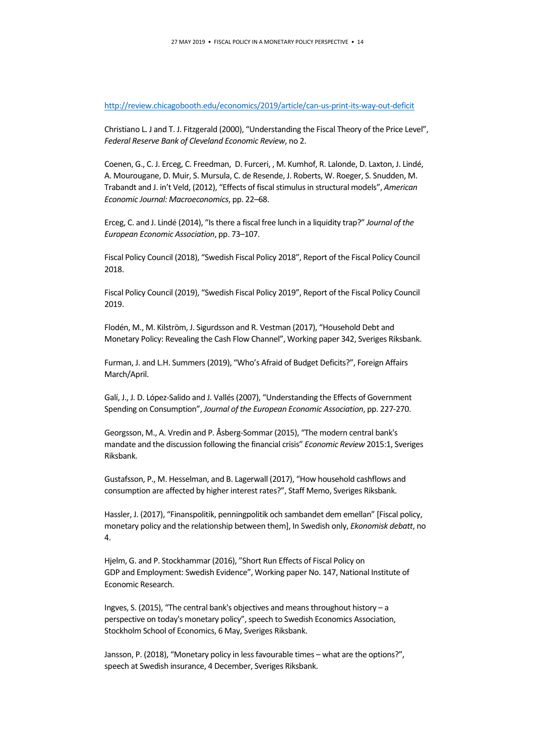http://review.chicagobooth.edu/economics/2019/article/can-us-print-its-way-out-deficit

Christiano L. J and T. J. Fitzgerald (2000), "Understanding the Fiscal Theory of the Price Level", *Federal Reserve Bank of Cleveland Economic Review*, no 2.

Coenen, G., C. J. Erceg, C. Freedman, D. Furceri, , M. Kumhof, R. Lalonde, D. Laxton, J. Lindé, A. Mourougane, D. Muir, S. Mursula, C. de Resende, J. Roberts, W. Roeger, S. Snudden, M. Trabandt and J. in't Veld, (2012), "Effects of fiscal stimulus in structural models", *American Economic Journal: Macroeconomics*, pp. 22–68.

Erceg, C. and J. Lindé (2014), "Is there a fiscal free lunch in a liquidity trap?" *Journal of the European Economic Association*, pp. 73–107.

Fiscal Policy Council (2018), "Swedish Fiscal Policy 2018", Report of the Fiscal Policy Council 2018.

Fiscal Policy Council (2019), "Swedish Fiscal Policy 2019", Report of the Fiscal Policy Council 2019.

Flodén, M., M. Kilström, J. Sigurdsson and R. Vestman (2017), "Household Debt and Monetary Policy: Revealing the Cash Flow Channel", Working paper 342, Sveriges Riksbank.

Furman, J. and L.H. Summers (2019), "Who's Afraid of Budget Deficits?", Foreign Affairs March/April.

Galí, J., J. D. López-Salido and J. Vallés (2007), "Understanding the Effects of Government Spending on Consumption", *Journal of the European Economic Association*, pp. 227-270.

Georgsson, M., A. Vredin and P. Åsberg-Sommar (2015), "The modern central bank's mandate and the discussion following the financial crisis" *Economic Review* 2015:1, Sveriges Riksbank.

Gustafsson, P., M. Hesselman, and B. Lagerwall (2017), "How household cashflows and consumption are affected by higher interest rates?", Staff Memo, Sveriges Riksbank.

Hassler, J. (2017), "Finanspolitik, penningpolitik och sambandet dem emellan" [Fiscal policy, monetary policy and the relationship between them], In Swedish only, *Ekonomisk debatt*, no 4.

Hjelm, G. and P. Stockhammar (2016), "Short Run Effects of Fiscal Policy on GDP and Employment: Swedish Evidence", Working paper No. 147, National Institute of Economic Research.

Ingves, S. (2015), "The central bank's objectives and means throughout history – a perspective on today's monetary policy", speech to Swedish Economics Association, Stockholm School of Economics, 6 May, Sveriges Riksbank.

Jansson, P. (2018), "Monetary policy in less favourable times – what are the options?", speech at Swedish insurance, 4 December, Sveriges Riksbank.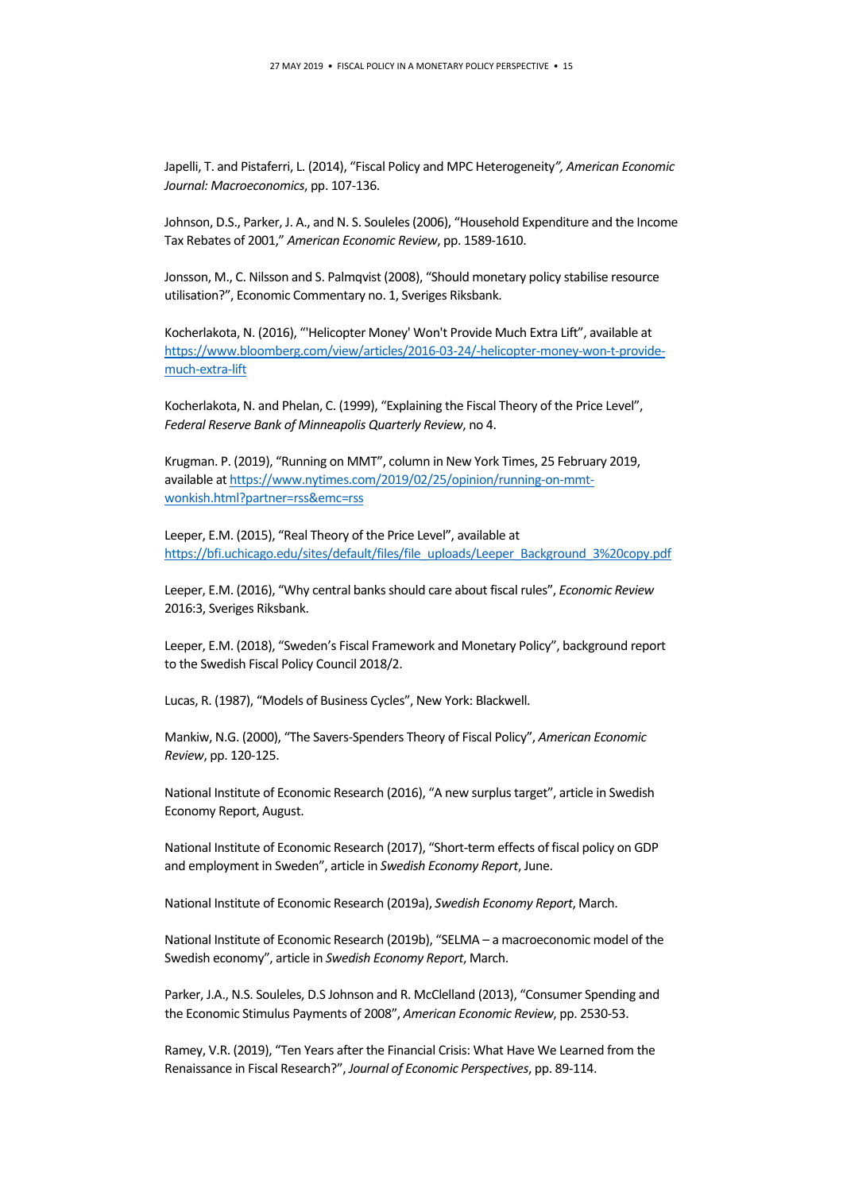Japelli, T. and Pistaferri, L. (2014), "Fiscal Policy and MPC Heterogeneity*", American Economic Journal: Macroeconomics*, pp. 107-136.

Johnson, D.S., Parker, J. A., and N. S. Souleles (2006), "Household Expenditure and the Income Tax Rebates of 2001," *American Economic Review*, pp. 1589-1610.

Jonsson, M., C. Nilsson and S. Palmqvist (2008), "Should monetary policy stabilise resource utilisation?", Economic Commentary no. 1, Sveriges Riksbank.

Kocherlakota, N. (2016), "'Helicopter Money' Won't Provide Much Extra Lift", available at https://www.bloomberg.com/view/articles/2016-03-24/-helicopter-money-won-t-provide-much-extra-lift

Kocherlakota, N. and Phelan, C. (1999), "Explaining the Fiscal Theory of the Price Level", *Federal Reserve Bank of Minneapolis Quarterly Review*, no 4.

Krugman. P. (2019), "Running on MMT", column in New York Times, 25 February 2019, available at https://www.nytimes.com/2019/02/25/opinion/running-on-mmt-wonkish.html?partner=rss&emc=rss

Leeper, E.M. (2015), "Real Theory of the Price Level", available at https://bfi.uchicago.edu/sites/default/files/file_uploads/Leeper_Background_3%20copy.pdf

Leeper, E.M. (2016), "Why central banks should care about fiscal rules", *Economic Review* 2016:3, Sveriges Riksbank.

Leeper, E.M. (2018), "Sweden's Fiscal Framework and Monetary Policy", background report to the Swedish Fiscal Policy Council 2018/2.

Lucas, R. (1987), "Models of Business Cycles", New York: Blackwell.

Mankiw, N.G. (2000), "The Savers-Spenders Theory of Fiscal Policy", *American Economic Review*, pp. 120-125.

National Institute of Economic Research (2016), "A new surplus target", article in Swedish Economy Report, August.

National Institute of Economic Research (2017), "Short-term effects of fiscal policy on GDP and employment in Sweden", article in *Swedish Economy Report*, June.

National Institute of Economic Research (2019a), *Swedish Economy Report*, March.

National Institute of Economic Research (2019b), "SELMA – a macroeconomic model of the Swedish economy", article in *Swedish Economy Report*, March.

Parker, J.A., N.S. Souleles, D.S Johnson and R. McClelland (2013), "Consumer Spending and the Economic Stimulus Payments of 2008", *American Economic Review*, pp. 2530-53.

Ramey, V.R. (2019), "Ten Years after the Financial Crisis: What Have We Learned from the Renaissance in Fiscal Research?", *Journal of Economic Perspectives*, pp. 89-114.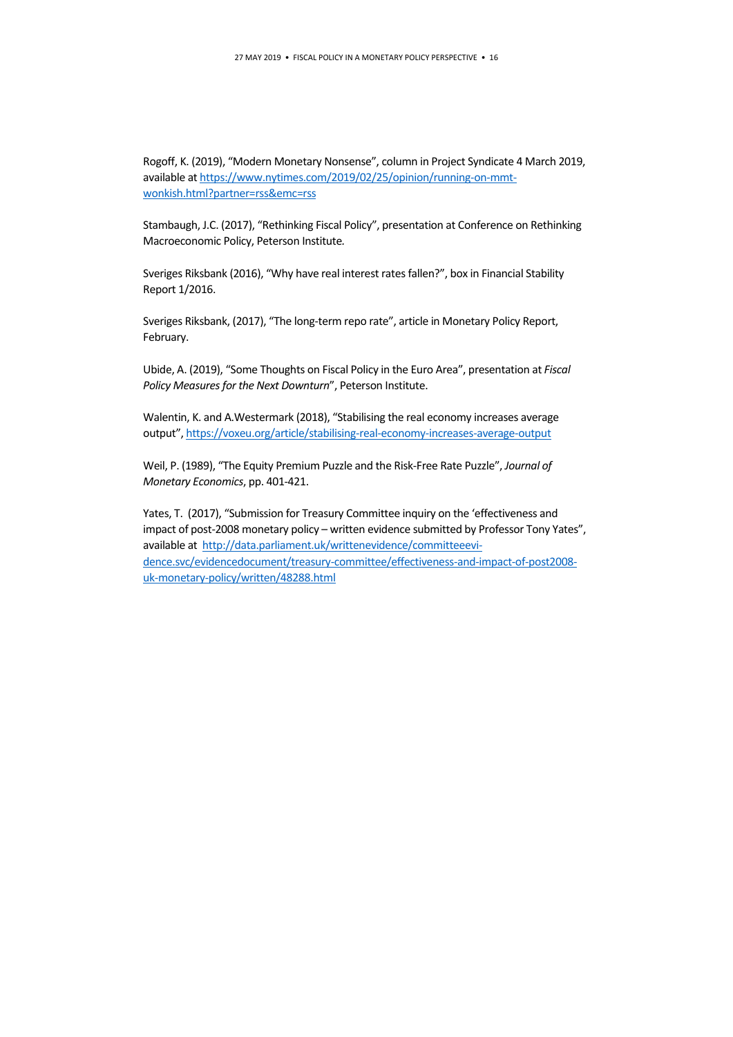Rogoff, K. (2019), "Modern Monetary Nonsense", column in Project Syndicate 4 March 2019, available at https://www.nytimes.com/2019/02/25/opinion/running-on-mmt-wonkish.html?partner=rss&emc=rss

Stambaugh, J.C. (2017), "Rethinking Fiscal Policy", presentation at Conference on Rethinking Macroeconomic Policy, Peterson Institute.

Sveriges Riksbank (2016), "Why have real interest rates fallen?", box in Financial Stability Report 1/2016.

Sveriges Riksbank, (2017), "The long-term repo rate", article in Monetary Policy Report, February.

Ubide, A. (2019), "Some Thoughts on Fiscal Policy in the Euro Area", presentation at *Fiscal Policy Measures for the Next Downturn*", Peterson Institute.

Walentin, K. and A.Westermark (2018), "Stabilising the real economy increases average output", https://voxeu.org/article/stabilising-real-economy-increases-average-output

Weil, P. (1989), "The Equity Premium Puzzle and the Risk-Free Rate Puzzle", *Journal of Monetary Economics*, pp. 401-421.

Yates, T. (2017), "Submission for Treasury Committee inquiry on the 'effectiveness and impact of post-2008 monetary policy – written evidence submitted by Professor Tony Yates", available at http://data.parliament.uk/writtenevidence/committeeevidence.svc/evidencedocument/treasury-committee/effectiveness-and-impact-of-post2008-uk-monetary-policy/written/48288.html